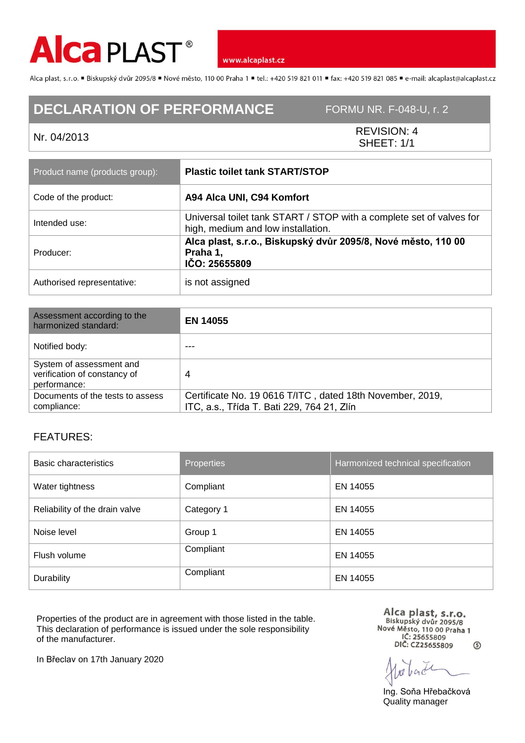# Alca PLAST®

www.alcaplast.cz

Alca plast, s.r.o. ▪ Biskupský dvůr 2095/8 ▪ Nové město, 110 00 Praha 1 ▪ tel.: +420 519 821 011 ▪ fax: +420 519 821 085 ▪ e-mail: alcaplast@alcaplast.cz

## DECLARATION OF PERFORMANCE

FORMU NR. F-048-U, r. 2

Nr. 04/2013

REVISION: 4
SHEET: 1/1

| Product name (products group): | **Plastic toilet tank START/STOP** |
|---|---|
| Code of the product: | **A94 Alca UNI, C94 Komfort** |
| Intended use: | Universal toilet tank START / STOP with a complete set of valves for high, medium and low installation. |
| Producer: | **Alca plast, s.r.o., Biskupský dvůr 2095/8, Nové město, 110 00 Praha 1, IČO: 25655809** |
| Authorised representative: | is not assigned |

| Assessment according to the harmonized standard: | **EN 14055** |
|---|---|
| Notified body: | --- |
| System of assessment and verification of constancy of performance: | 4 |
| Documents of the tests to assess compliance: | Certificate No. 19 0616 T/ITC , dated 18th November, 2019, ITC, a.s., Třída T. Bati 229, 764 21, Zlín |

FEATURES:

| Basic characteristics | Properties | Harmonized technical specification |
|---|---|---|
| Water tightness | Compliant | EN 14055 |
| Reliability of the drain valve | Category 1 | EN 14055 |
| Noise level | Group 1 | EN 14055 |
| Flush volume | Compliant | EN 14055 |
| Durability | Compliant | EN 14055 |

Properties of the product are in agreement with those listed in the table.
This declaration of performance is issued under the sole responsibility of the manufacturer.

In Břeclav on 17th January 2020

Alca plast, s.r.o.
Biskupský dvůr 2095/8
Nové Město, 110 00 Praha 1
IČ: 25655809
DIČ: CZ25655809

Ing. Soňa Hřebačková
Quality manager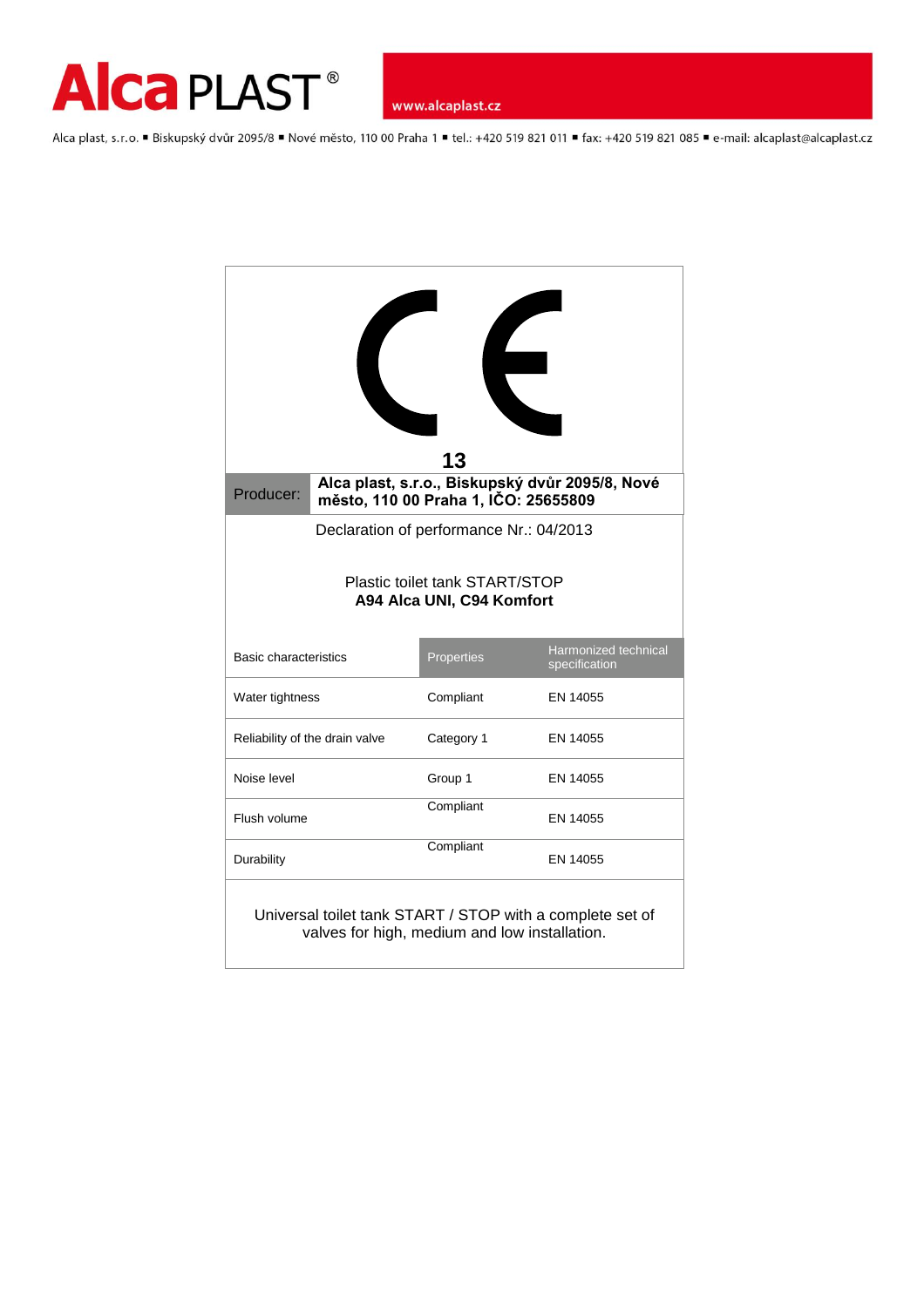Alca PLAST®

www.alcaplast.cz

Alca plast, s.r.o. ▪ Biskupský dvůr 2095/8 ▪ Nové město, 110 00 Praha 1 ▪ tel.: +420 519 821 011 ▪ fax: +420 519 821 085 ▪ e-mail: alcaplast@alcaplast.cz

CE

**13**

| | |
|---|---|
| Producer: | **Alca plast, s.r.o., Biskupský dvůr 2095/8, Nové město, 110 00 Praha 1, IČO: 25655809** |

Declaration of performance Nr.: 04/2013

Plastic toilet tank START/STOP
**A94 Alca UNI, C94 Komfort**

| Basic characteristics | Properties | Harmonized technical specification |
|---|---|---|
| Water tightness | Compliant | EN 14055 |
| Reliability of the drain valve | Category 1 | EN 14055 |
| Noise level | Group 1 | EN 14055 |
| Flush volume | Compliant | EN 14055 |
| Durability | Compliant | EN 14055 |

Universal toilet tank START / STOP with a complete set of valves for high, medium and low installation.